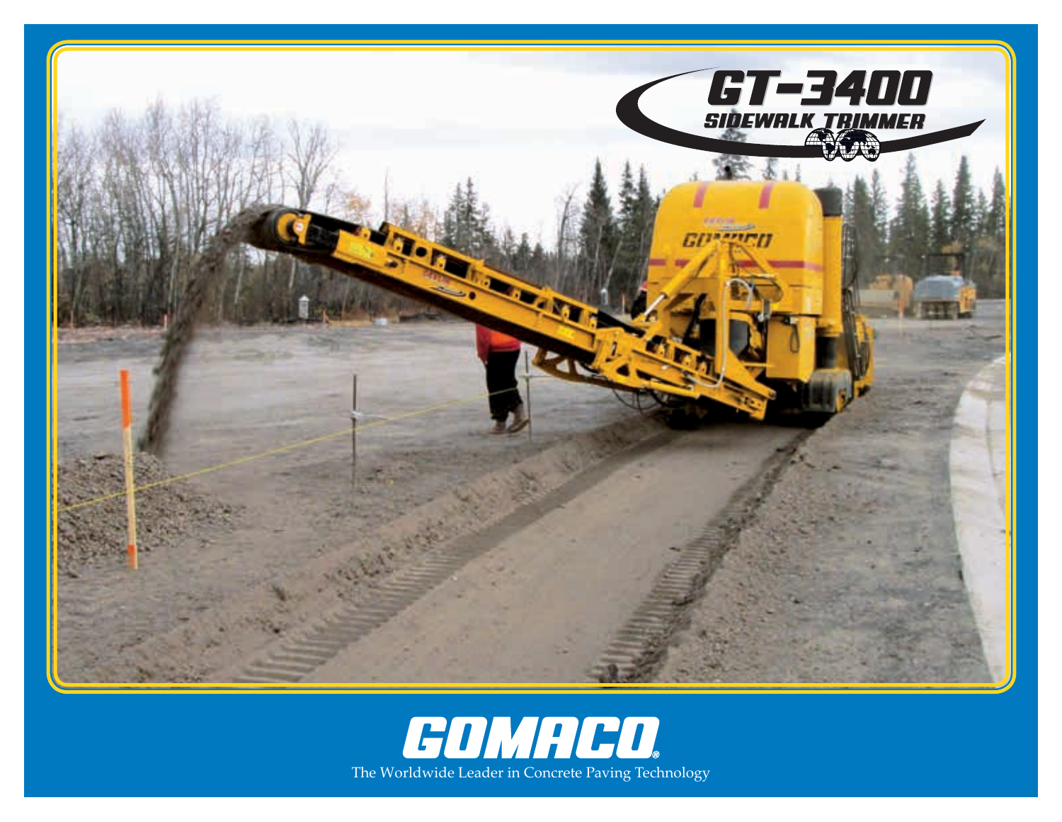# GT-3400

## SIDEWALK TRIMMER

**GOMACO®**

The Worldwide Leader in Concrete Paving Technology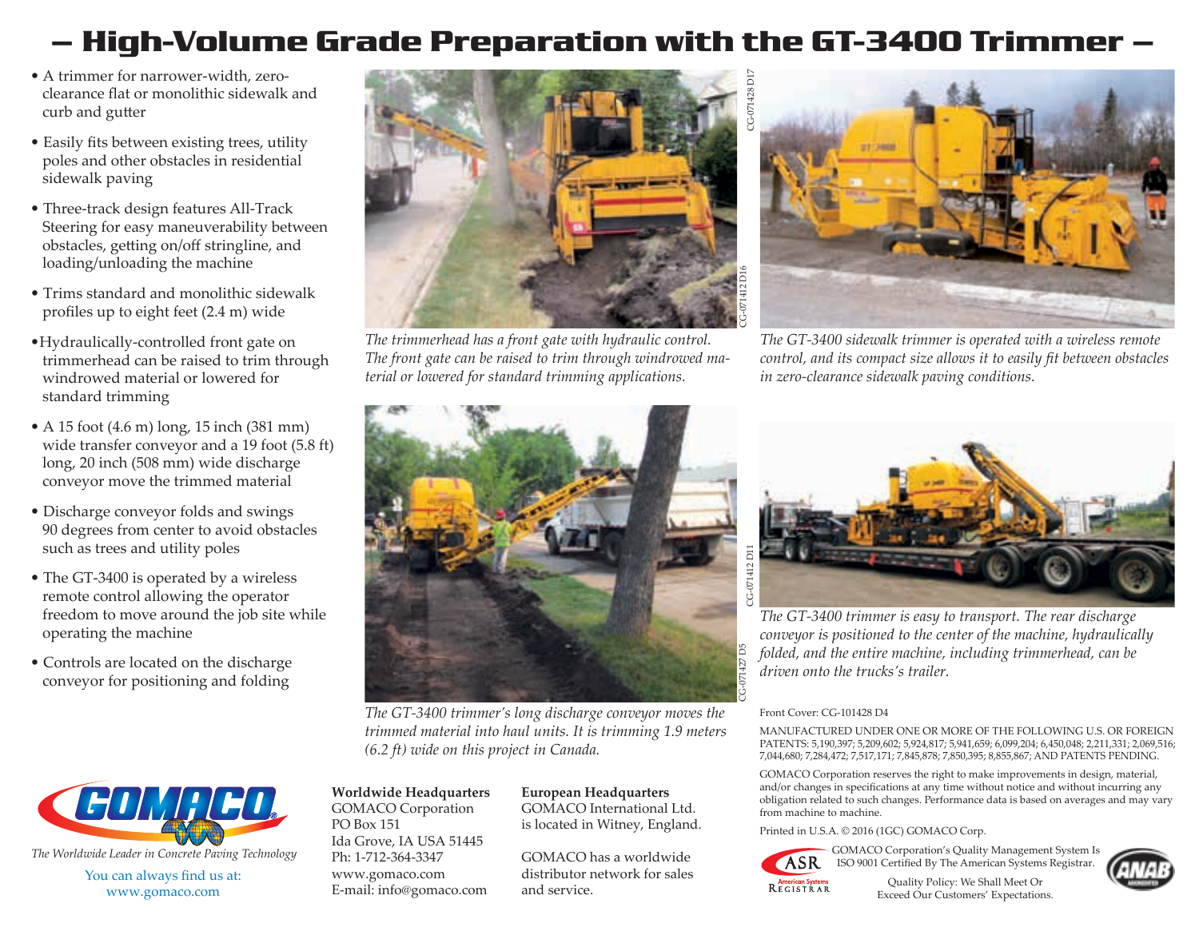# – High-Volume Grade Preparation with the GT-3400 Trimmer –

- A trimmer for narrower-width, zero-clearance flat or monolithic sidewalk and curb and gutter
- Easily fits between existing trees, utility poles and other obstacles in residential sidewalk paving
- Three-track design features All-Track Steering for easy maneuverability between obstacles, getting on/off stringline, and loading/unloading the machine
- Trims standard and monolithic sidewalk profiles up to eight feet (2.4 m) wide
- Hydraulically-controlled front gate on trimmerhead can be raised to trim through windrowed material or lowered for standard trimming
- A 15 foot (4.6 m) long, 15 inch (381 mm) wide transfer conveyor and a 19 foot (5.8 ft) long, 20 inch (508 mm) wide discharge conveyor move the trimmed material
- Discharge conveyor folds and swings 90 degrees from center to avoid obstacles such as trees and utility poles
- The GT-3400 is operated by a wireless remote control allowing the operator freedom to move around the job site while operating the machine
- Controls are located on the discharge conveyor for positioning and folding

CG-071412 D16

*The trimmerhead has a front gate with hydraulic control. The front gate can be raised to trim through windrowed material or lowered for standard trimming applications.*

CG-071428 D17

*The GT-3400 sidewalk trimmer is operated with a wireless remote control, and its compact size allows it to easily fit between obstacles in zero-clearance sidewalk paving conditions.*

CG-071427 D5

*The GT-3400 trimmer's long discharge conveyor moves the trimmed material into haul units. It is trimming 1.9 meters (6.2 ft) wide on this project in Canada.*

CG-071412 D11

*The GT-3400 trimmer is easy to transport. The rear discharge conveyor is positioned to the center of the machine, hydraulically folded, and the entire machine, including trimmerhead, can be driven onto the trucks's trailer.*

Front Cover: CG-101428 D4

MANUFACTURED UNDER ONE OR MORE OF THE FOLLOWING U.S. OR FOREIGN PATENTS: 5,190,397; 5,209,602; 5,924,817; 5,941,659; 6,099,204; 6,450,048; 2,211,331; 2,069,516; 7,044,680; 7,284,472; 7,517,171; 7,845,878; 7,850,395; 8,855,867; AND PATENTS PENDING.

GOMACO Corporation reserves the right to make improvements in design, material, and/or changes in specifications at any time without notice and without incurring any obligation related to such changes. Performance data is based on averages and may vary from machine to machine.

Printed in U.S.A. © 2016 (1GC) GOMACO Corp.

GOMACO

*The Worldwide Leader in Concrete Paving Technology*

You can always find us at:
www.gomaco.com

**Worldwide Headquarters**
GOMACO Corporation
PO Box 151
Ida Grove, IA USA 51445
Ph: 1-712-364-3347
www.gomaco.com
E-mail: info@gomaco.com

**European Headquarters**
GOMACO International Ltd.
is located in Witney, England.

GOMACO has a worldwide distributor network for sales and service.

GOMACO Corporation's Quality Management System Is ISO 9001 Certified By The American Systems Registrar.

Quality Policy: We Shall Meet Or Exceed Our Customers' Expectations.